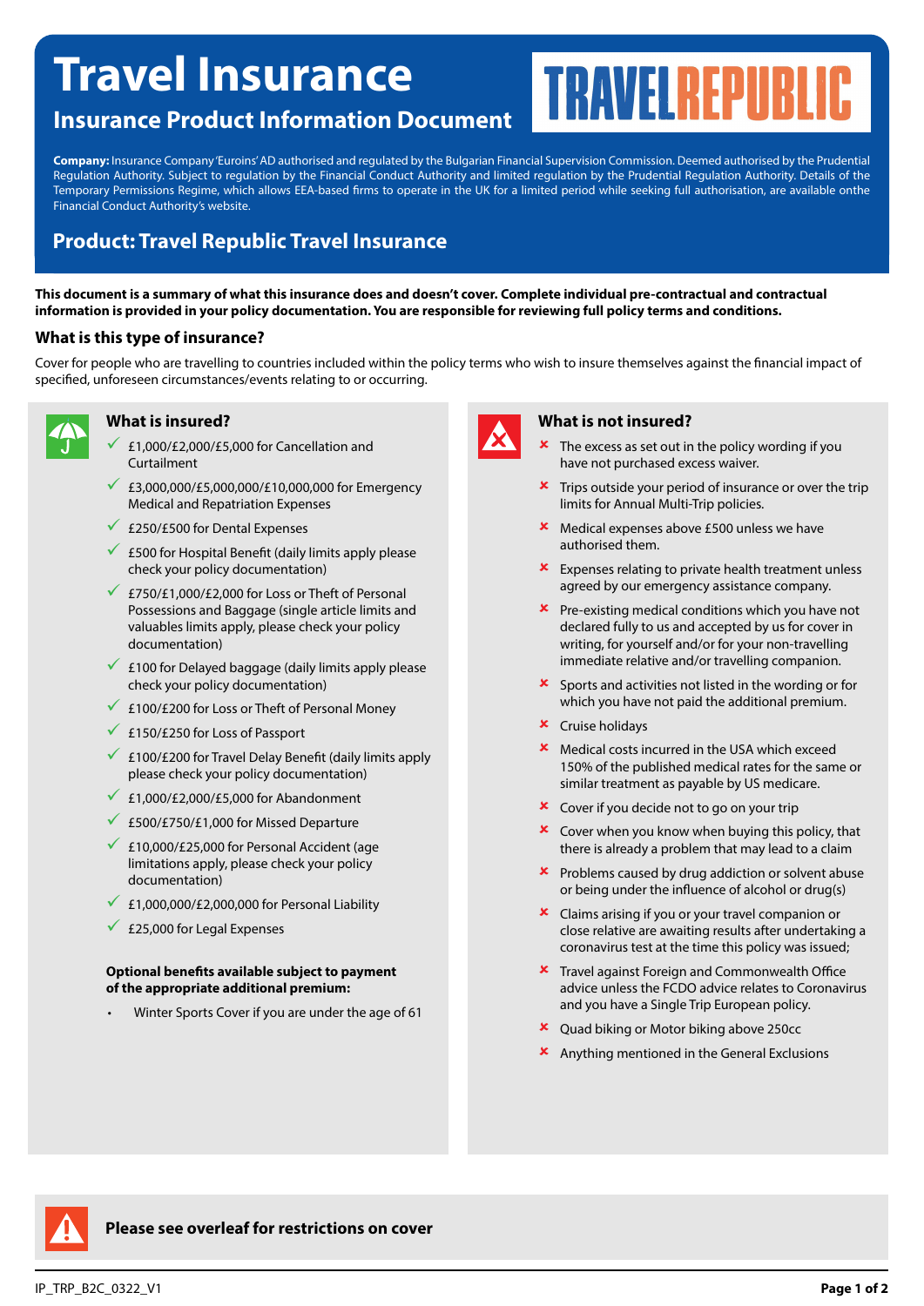# Travel Insurance

## Insurance Product Information Document

TRAVELREPUBLIC

**Company:** Insurance Company 'Euroins' AD authorised and regulated by the Bulgarian Financial Supervision Commission. Deemed authorised by the Prudential Regulation Authority. Subject to regulation by the Financial Conduct Authority and limited regulation by the Prudential Regulation Authority. Details of the Temporary Permissions Regime, which allows EEA-based firms to operate in the UK for a limited period while seeking full authorisation, are available onthe Financial Conduct Authority's website.

## Product: Travel Republic Travel Insurance

**This document is a summary of what this insurance does and doesn't cover. Complete individual pre-contractual and contractual information is provided in your policy documentation. You are responsible for reviewing full policy terms and conditions.**

### What is this type of insurance?

Cover for people who are travelling to countries included within the policy terms who wish to insure themselves against the financial impact of specified, unforeseen circumstances/events relating to or occurring.

### What is insured?

- ✓ £1,000/£2,000/£5,000 for Cancellation and Curtailment
- ✓ £3,000,000/£5,000,000/£10,000,000 for Emergency Medical and Repatriation Expenses
- ✓ £250/£500 for Dental Expenses
- ✓ £500 for Hospital Benefit (daily limits apply please check your policy documentation)
- ✓ £750/£1,000/£2,000 for Loss or Theft of Personal Possessions and Baggage (single article limits and valuables limits apply, please check your policy documentation)
- ✓ £100 for Delayed baggage (daily limits apply please check your policy documentation)
- ✓ £100/£200 for Loss or Theft of Personal Money
- ✓ £150/£250 for Loss of Passport
- ✓ £100/£200 for Travel Delay Benefit (daily limits apply please check your policy documentation)
- ✓ £1,000/£2,000/£5,000 for Abandonment
- ✓ £500/£750/£1,000 for Missed Departure
- ✓ £10,000/£25,000 for Personal Accident (age limitations apply, please check your policy documentation)
- ✓ £1,000,000/£2,000,000 for Personal Liability
- ✓ £25,000 for Legal Expenses

**Optional benefits available subject to payment of the appropriate additional premium:**

- Winter Sports Cover if you are under the age of 61

### What is not insured?

- ✗ The excess as set out in the policy wording if you have not purchased excess waiver.
- ✗ Trips outside your period of insurance or over the trip limits for Annual Multi-Trip policies.
- ✗ Medical expenses above £500 unless we have authorised them.
- ✗ Expenses relating to private health treatment unless agreed by our emergency assistance company.
- ✗ Pre-existing medical conditions which you have not declared fully to us and accepted by us for cover in writing, for yourself and/or for your non-travelling immediate relative and/or travelling companion.
- ✗ Sports and activities not listed in the wording or for which you have not paid the additional premium.
- ✗ Cruise holidays
- ✗ Medical costs incurred in the USA which exceed 150% of the published medical rates for the same or similar treatment as payable by US medicare.
- ✗ Cover if you decide not to go on your trip
- ✗ Cover when you know when buying this policy, that there is already a problem that may lead to a claim
- ✗ Problems caused by drug addiction or solvent abuse or being under the influence of alcohol or drug(s)
- ✗ Claims arising if you or your travel companion or close relative are awaiting results after undertaking a coronavirus test at the time this policy was issued;
- ✗ Travel against Foreign and Commonwealth Office advice unless the FCDO advice relates to Coronavirus and you have a Single Trip European policy.
- ✗ Quad biking or Motor biking above 250cc
- ✗ Anything mentioned in the General Exclusions

**Please see overleaf for restrictions on cover**

IP_TRP_B2C_0322_V1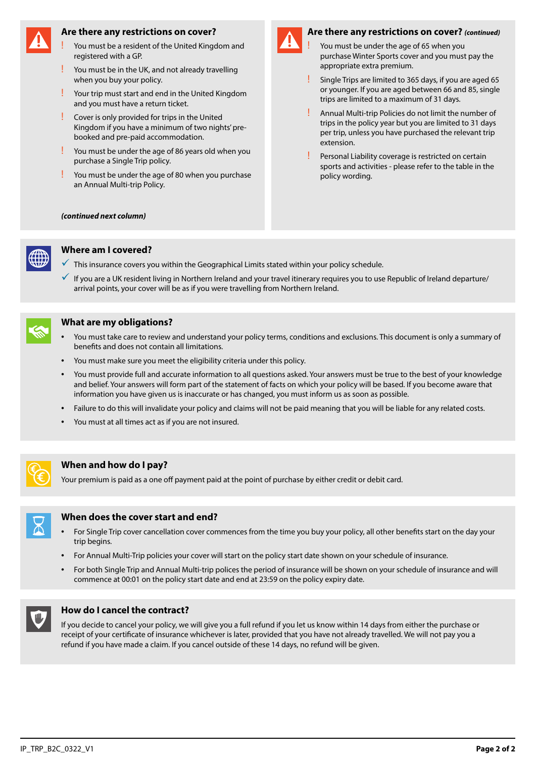## Are there any restrictions on cover?

- ! You must be a resident of the United Kingdom and registered with a GP.
- ! You must be in the UK, and not already travelling when you buy your policy.
- ! Your trip must start and end in the United Kingdom and you must have a return ticket.
- ! Cover is only provided for trips in the United Kingdom if you have a minimum of two nights' pre-booked and pre-paid accommodation.
- ! You must be under the age of 86 years old when you purchase a Single Trip policy.
- ! You must be under the age of 80 when you purchase an Annual Multi-trip Policy.

***(continued next column)***

## Are there any restrictions on cover? *(continued)*

- ! You must be under the age of 65 when you purchase Winter Sports cover and you must pay the appropriate extra premium.
- ! Single Trips are limited to 365 days, if you are aged 65 or younger. If you are aged between 66 and 85, single trips are limited to a maximum of 31 days.
- ! Annual Multi-trip Policies do not limit the number of trips in the policy year but you are limited to 31 days per trip, unless you have purchased the relevant trip extension.
- ! Personal Liability coverage is restricted on certain sports and activities - please refer to the table in the policy wording.

## Where am I covered?

- ✓ This insurance covers you within the Geographical Limits stated within your policy schedule.
- ✓ If you are a UK resident living in Northern Ireland and your travel itinerary requires you to use Republic of Ireland departure/arrival points, your cover will be as if you were travelling from Northern Ireland.

## What are my obligations?

- You must take care to review and understand your policy terms, conditions and exclusions. This document is only a summary of benefits and does not contain all limitations.
- You must make sure you meet the eligibility criteria under this policy.
- You must provide full and accurate information to all questions asked. Your answers must be true to the best of your knowledge and belief. Your answers will form part of the statement of facts on which your policy will be based. If you become aware that information you have given us is inaccurate or has changed, you must inform us as soon as possible.
- Failure to do this will invalidate your policy and claims will not be paid meaning that you will be liable for any related costs.
- You must at all times act as if you are not insured.

## When and how do I pay?

Your premium is paid as a one off payment paid at the point of purchase by either credit or debit card.

## When does the cover start and end?

- For Single Trip cover cancellation cover commences from the time you buy your policy, all other benefits start on the day your trip begins.
- For Annual Multi-Trip policies your cover will start on the policy start date shown on your schedule of insurance.
- For both Single Trip and Annual Multi-trip polices the period of insurance will be shown on your schedule of insurance and will commence at 00:01 on the policy start date and end at 23:59 on the policy expiry date.

## How do I cancel the contract?

If you decide to cancel your policy, we will give you a full refund if you let us know within 14 days from either the purchase or receipt of your certificate of insurance whichever is later, provided that you have not already travelled. We will not pay you a refund if you have made a claim. If you cancel outside of these 14 days, no refund will be given.

IP_TRP_B2C_0322_V1